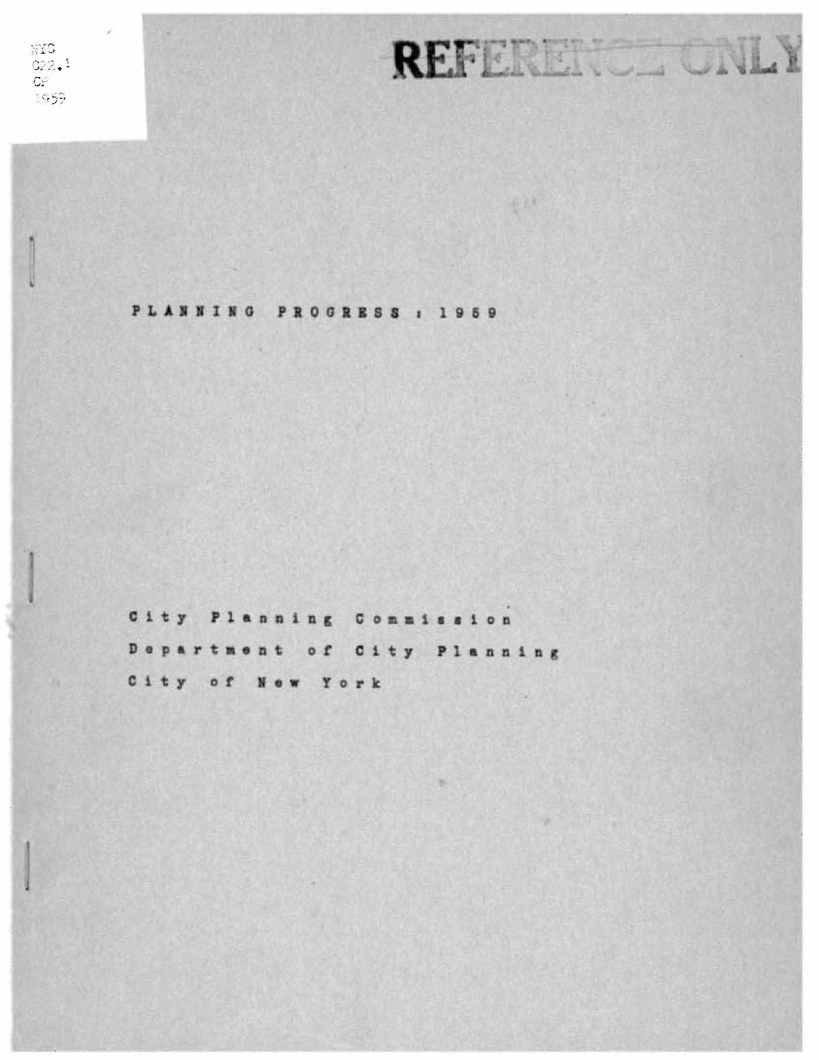NYC
C22.1
CP
1959

REFERENCE ONLY

# PLANNING PROGRESS : 1959

City Planning Commission

Department of City Planning

City of New York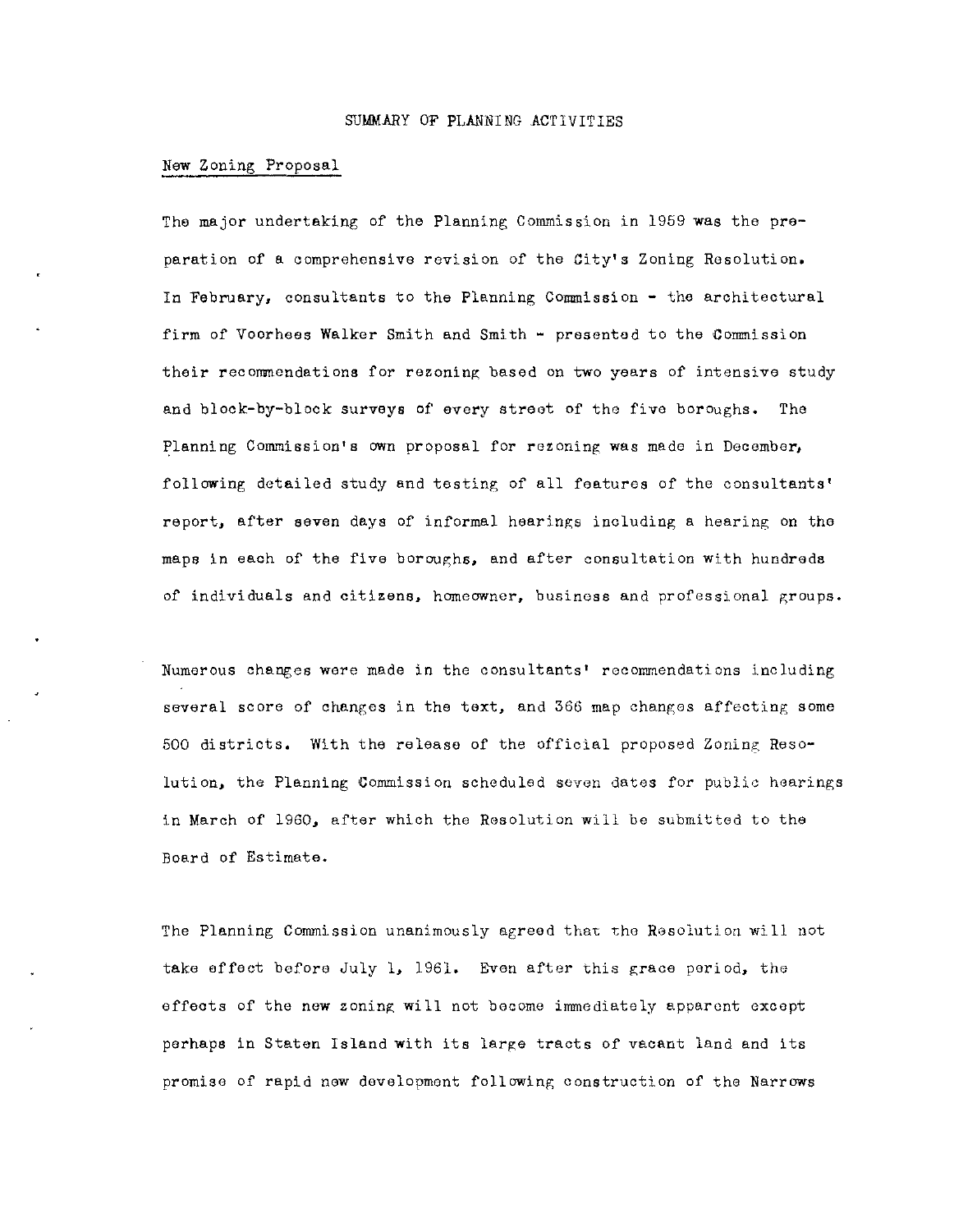# SUMMARY OF PLANNING ACTIVITIES

## New Zoning Proposal

The major undertaking of the Planning Commission in 1959 was the preparation of a comprehensive revision of the City's Zoning Resolution. In February, consultants to the Planning Commission - the architectural firm of Voorhees Walker Smith and Smith - presented to the Commission their recommendations for rezoning based on two years of intensive study and block-by-block surveys of every street of the five boroughs. The Planning Commission's own proposal for rezoning was made in December, following detailed study and testing of all features of the consultants' report, after seven days of informal hearings including a hearing on the maps in each of the five boroughs, and after consultation with hundreds of individuals and citizens, homeowner, business and professional groups.

Numerous changes were made in the consultants' recommendations including several score of changes in the text, and 366 map changes affecting some 500 districts. With the release of the official proposed Zoning Resolution, the Planning Commission scheduled seven dates for public hearings in March of 1960, after which the Resolution will be submitted to the Board of Estimate.

The Planning Commission unanimously agreed that the Resolution will not take effect before July 1, 1961. Even after this grace period, the effects of the new zoning will not become immediately apparent except perhaps in Staten Island with its large tracts of vacant land and its promise of rapid new development following construction of the Narrows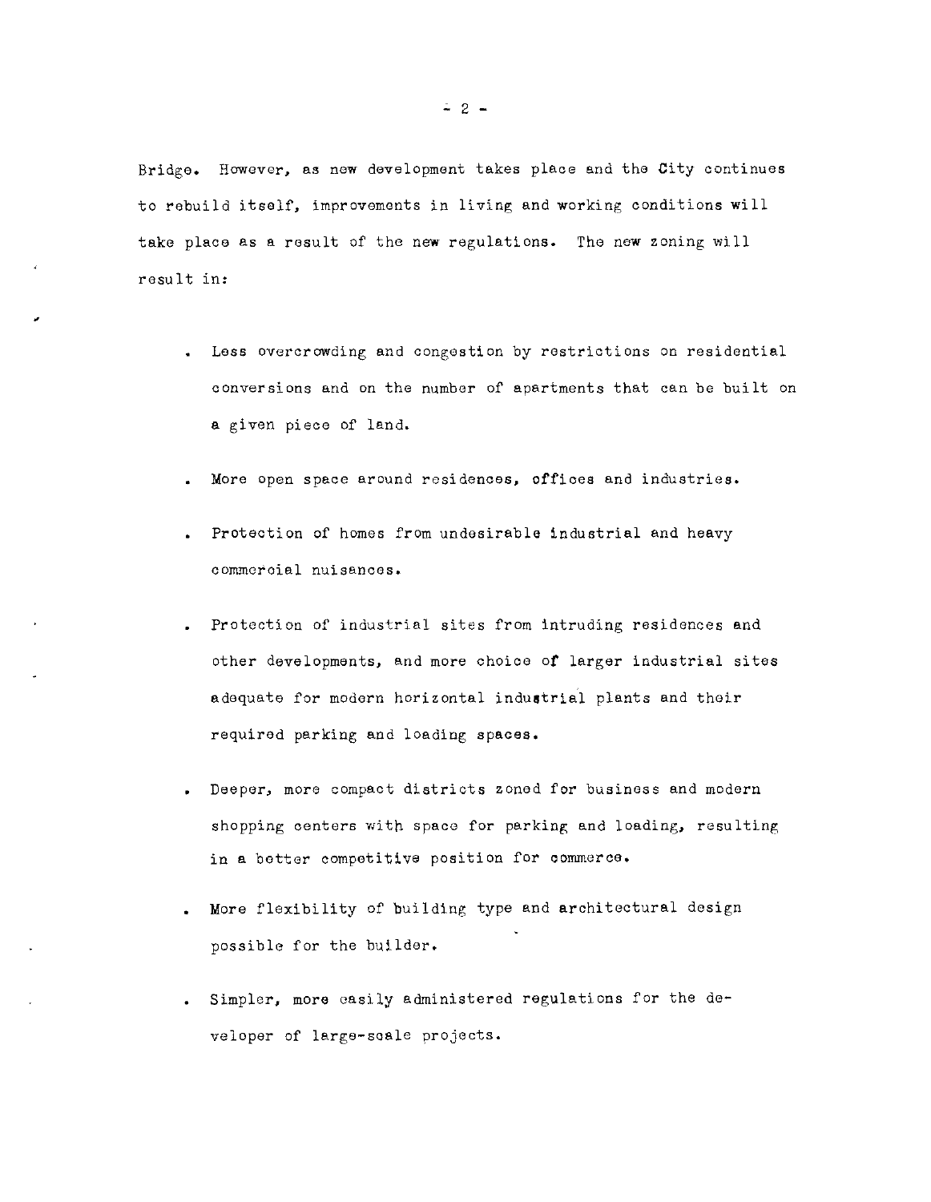Bridge. However, as new development takes place and the City continues to rebuild itself, improvements in living and working conditions will take place as a result of the new regulations. The new zoning will result in:

- Less overcrowding and congestion by restrictions on residential conversions and on the number of apartments that can be built on a given piece of land.
- More open space around residences, offices and industries.
- Protection of homes from undesirable industrial and heavy commercial nuisances.
- Protection of industrial sites from intruding residences and other developments, and more choice of larger industrial sites adequate for modern horizontal industrial plants and their required parking and loading spaces.
- Deeper, more compact districts zoned for business and modern shopping centers with space for parking and loading, resulting in a better competitive position for commerce.
- More flexibility of building type and architectural design possible for the builder.
- Simpler, more easily administered regulations for the developer of large-scale projects.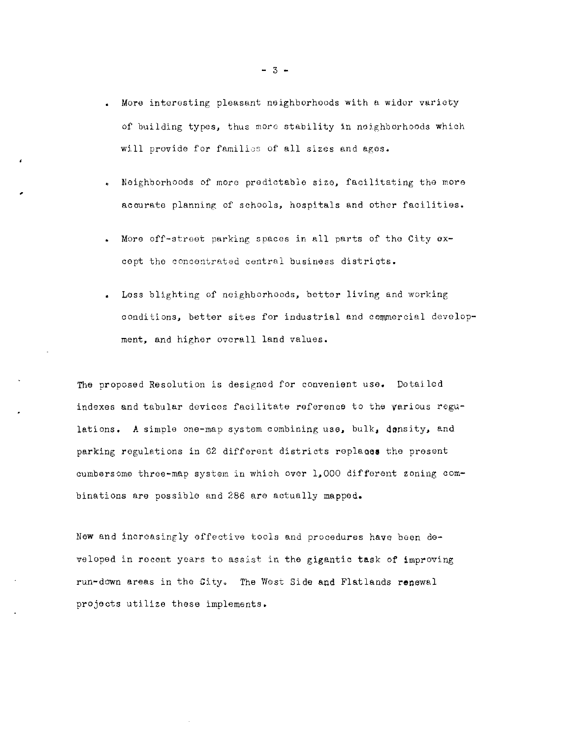- More interesting pleasant neighborhoods with a wider variety of building types, thus more stability in neighborhoods which will provide for families of all sizes and ages.

- Neighborhoods of more predictable size, facilitating the more accurate planning of schools, hospitals and other facilities.

- More off-street parking spaces in all parts of the City except the concentrated central business districts.

- Less blighting of neighborhoods, better living and working conditions, better sites for industrial and commercial development, and higher overall land values.

The proposed Resolution is designed for convenient use. Detailed indexes and tabular devices facilitate reference to the various regulations. A simple one-map system combining use, bulk, density, and parking regulations in 62 different districts replaces the present cumbersome three-map system in which over 1,000 different zoning combinations are possible and 286 are actually mapped.

New and increasingly effective tools and procedures have been developed in recent years to assist in the gigantic task of improving run-down areas in the City. The West Side and Flatlands renewal projects utilize these implements.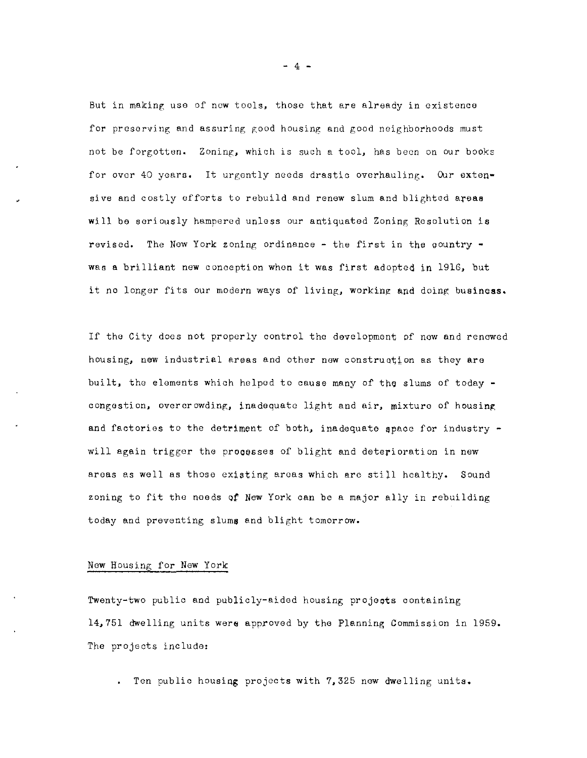But in making use of new tools, those that are already in existence for preserving and assuring good housing and good neighborhoods must not be forgotten. Zoning, which is such a tool, has been on our books for over 40 years. It urgently needs drastic overhauling. Our extensive and costly efforts to rebuild and renew slum and blighted areas will be seriously hampered unless our antiquated Zoning Resolution is revised. The New York zoning ordinance - the first in the country - was a brilliant new conception when it was first adopted in 1916, but it no longer fits our modern ways of living, working and doing business.

If the City does not properly control the development of new and renewed housing, new industrial areas and other new construction as they are built, the elements which helped to cause many of the slums of today - congestion, overcrowding, inadequate light and air, mixture of housing and factories to the detriment of both, inadequate space for industry - will again trigger the processes of blight and deterioration in new areas as well as those existing areas which are still healthy. Sound zoning to fit the needs of New York can be a major ally in rebuilding today and preventing slums and blight tomorrow.

## New Housing for New York

Twenty-two public and publicly-aided housing projects containing 14,751 dwelling units were approved by the Planning Commission in 1959. The projects include:

- Ten public housing projects with 7,325 new dwelling units.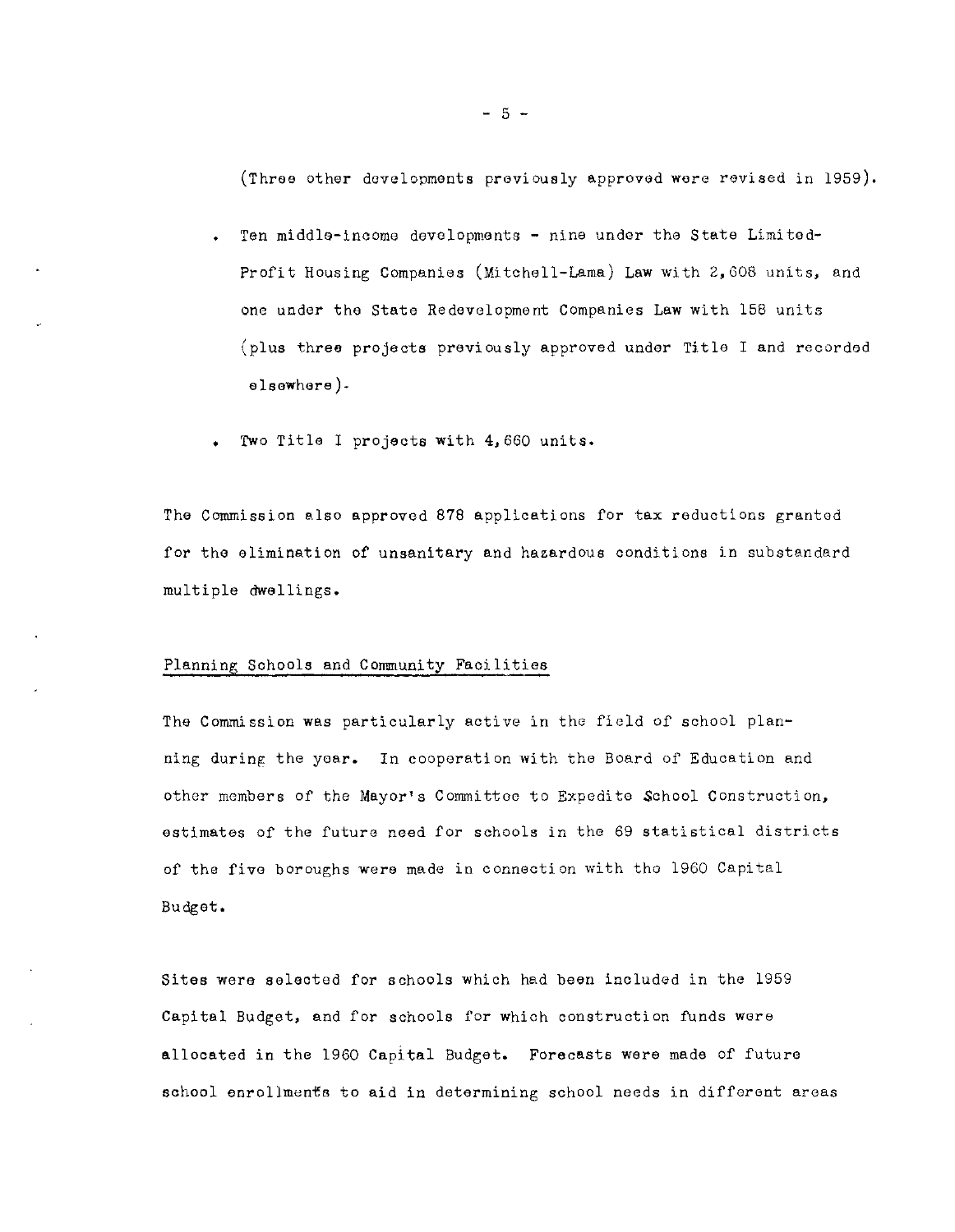(Three other developments previously approved were revised in 1959).

- Ten middle-income developments - nine under the State Limited-Profit Housing Companies (Mitchell-Lama) Law with 2,608 units, and one under the State Redevelopment Companies Law with 158 units (plus three projects previously approved under Title I and recorded elsewhere).
- Two Title I projects with 4,660 units.

The Commission also approved 878 applications for tax reductions granted for the elimination of unsanitary and hazardous conditions in substandard multiple dwellings.

## Planning Schools and Community Facilities

The Commission was particularly active in the field of school planning during the year. In cooperation with the Board of Education and other members of the Mayor's Committee to Expedite School Construction, estimates of the future need for schools in the 69 statistical districts of the five boroughs were made in connection with the 1960 Capital Budget.

Sites were selected for schools which had been included in the 1959 Capital Budget, and for schools for which construction funds were allocated in the 1960 Capital Budget. Forecasts were made of future school enrollments to aid in determining school needs in different areas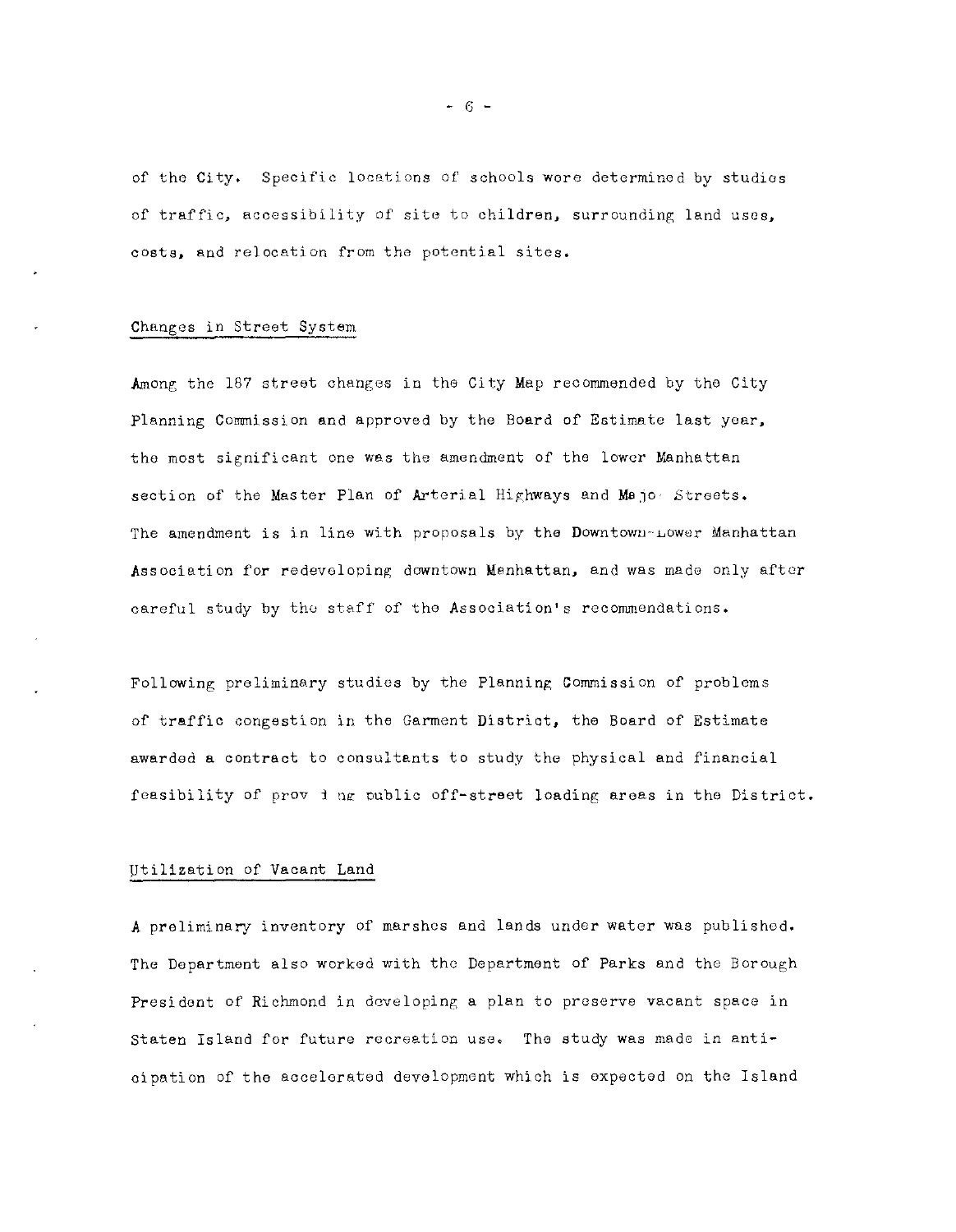of the City. Specific locations of schools were determined by studies of traffic, accessibility of site to children, surrounding land uses, costs, and relocation from the potential sites.

## Changes in Street System

Among the 187 street changes in the City Map recommended by the City Planning Commission and approved by the Board of Estimate last year, the most significant one was the amendment of the lower Manhattan section of the Master Plan of Arterial Highways and Major Streets. The amendment is in line with proposals by the Downtown-Lower Manhattan Association for redeveloping downtown Manhattan, and was made only after careful study by the staff of the Association's recommendations.

Following preliminary studies by the Planning Commission of problems of traffic congestion in the Garment District, the Board of Estimate awarded a contract to consultants to study the physical and financial feasibility of providing public off-street loading areas in the District.

## Utilization of Vacant Land

A preliminary inventory of marshes and lands under water was published. The Department also worked with the Department of Parks and the Borough President of Richmond in developing a plan to preserve vacant space in Staten Island for future recreation use. The study was made in anticipation of the accelerated development which is expected on the Island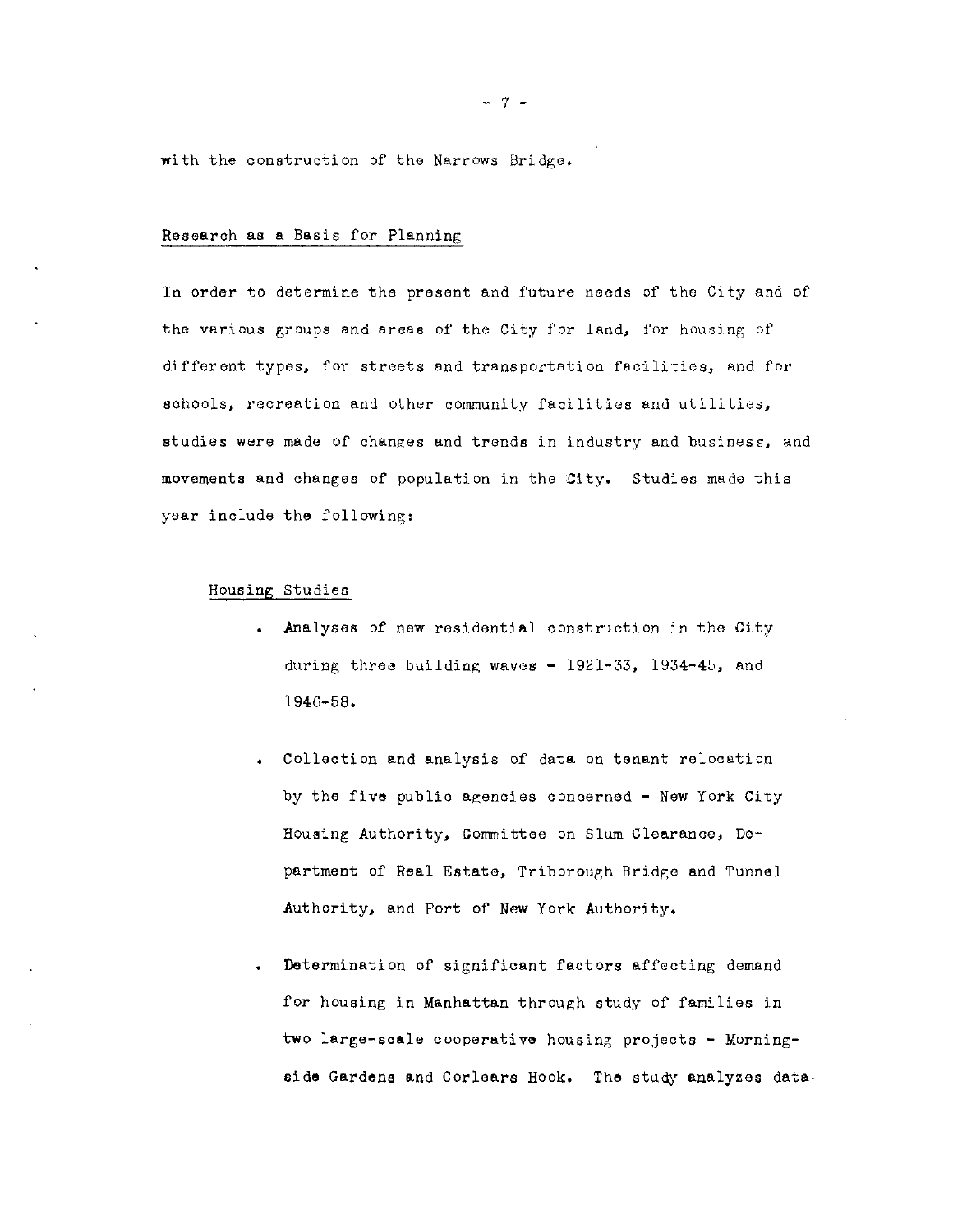with the construction of the Narrows Bridge.

## Research as a Basis for Planning

In order to determine the present and future needs of the City and of the various groups and areas of the City for land, for housing of different types, for streets and transportation facilities, and for schools, recreation and other community facilities and utilities, studies were made of changes and trends in industry and business, and movements and changes of population in the City. Studies made this year include the following:

### Housing Studies

- Analyses of new residential construction in the City during three building waves - 1921-33, 1934-45, and 1946-58.

- Collection and analysis of data on tenant relocation by the five public agencies concerned - New York City Housing Authority, Committee on Slum Clearance, Department of Real Estate, Triborough Bridge and Tunnel Authority, and Port of New York Authority.

- Determination of significant factors affecting demand for housing in Manhattan through study of families in two large-scale cooperative housing projects - Morningside Gardens and Corlears Hook. The study analyzes data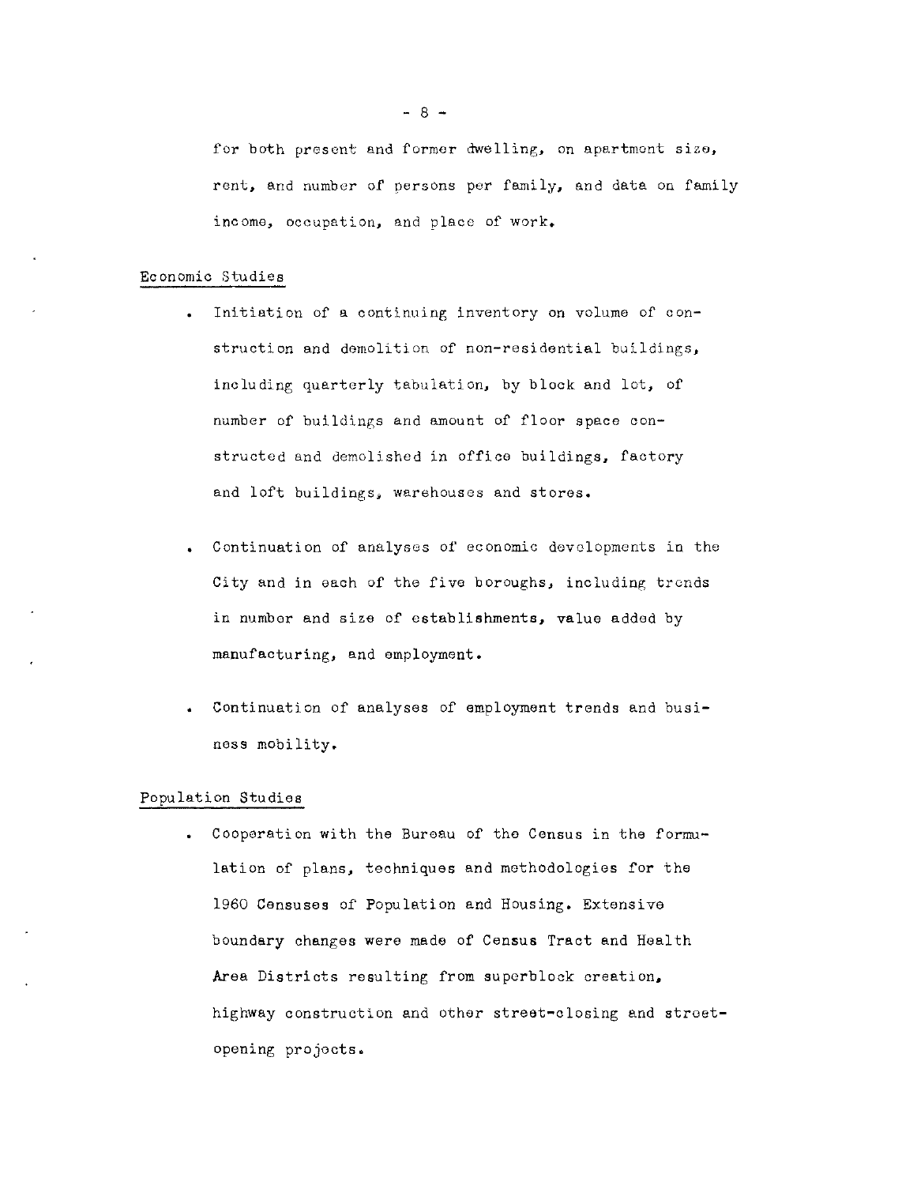for both present and former dwelling, on apartment size, rent, and number of persons per family, and data on family income, occupation, and place of work.

Economic Studies

- Initiation of a continuing inventory on volume of construction and demolition of non-residential buildings, including quarterly tabulation, by block and lot, of number of buildings and amount of floor space constructed and demolished in office buildings, factory and loft buildings, warehouses and stores.

- Continuation of analyses of economic developments in the City and in each of the five boroughs, including trends in number and size of establishments, value added by manufacturing, and employment.

- Continuation of analyses of employment trends and business mobility.

Population Studies

- Cooperation with the Bureau of the Census in the formulation of plans, techniques and methodologies for the 1960 Censuses of Population and Housing. Extensive boundary changes were made of Census Tract and Health Area Districts resulting from superblock creation, highway construction and other street-closing and street-opening projects.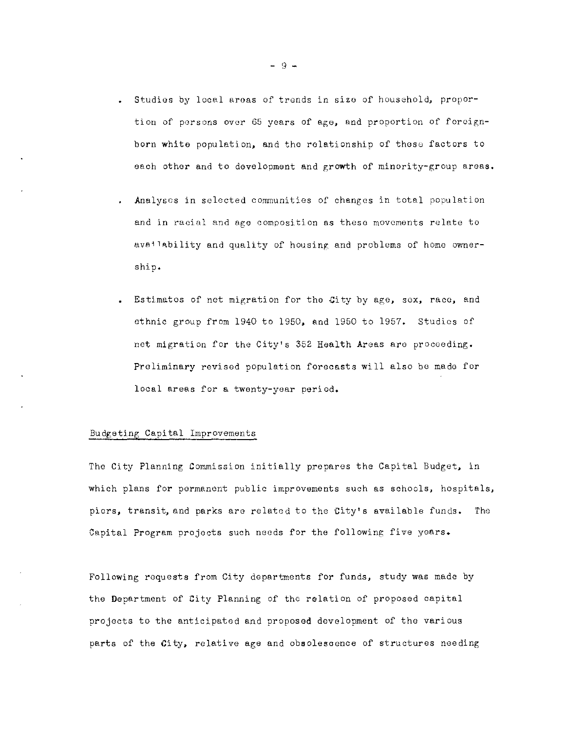- Studies by local areas of trends in size of household, proportion of persons over 65 years of age, and proportion of foreign-born white population, and the relationship of these factors to each other and to development and growth of minority-group areas.

- Analyses in selected communities of changes in total population and in racial and age composition as these movements relate to availability and quality of housing and problems of home ownership.

- Estimates of net migration for the City by age, sex, race, and ethnic group from 1940 to 1950, and 1950 to 1957. Studies of net migration for the City's 352 Health Areas are proceeding. Preliminary revised population forecasts will also be made for local areas for a twenty-year period.

## Budgeting Capital Improvements

The City Planning Commission initially prepares the Capital Budget, in which plans for permanent public improvements such as schools, hospitals, piers, transit, and parks are related to the City's available funds. The Capital Program projects such needs for the following five years.

Following requests from City departments for funds, study was made by the Department of City Planning of the relation of proposed capital projects to the anticipated and proposed development of the various parts of the City, relative age and obsolescence of structures needing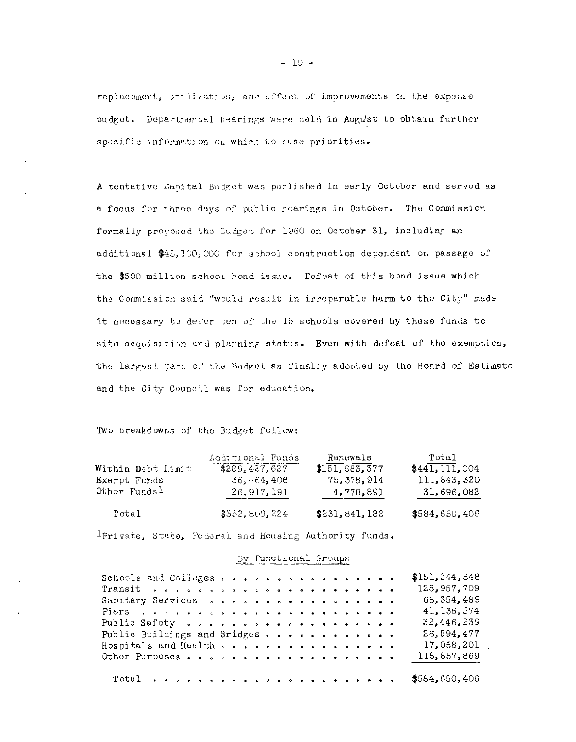replacement, utilization, and effect of improvements on the expense budget. Departmental hearings were held in August to obtain further specific information on which to base priorities.

A tentative Capital Budget was published in early October and served as a focus for three days of public hearings in October. The Commission formally proposed the Budget for 1960 on October 31, including an additional $45,100,000 for school construction dependent on passage of the $500 million school bond issue. Defeat of this bond issue which the Commission said "would result in irreparable harm to the City" made it necessary to defer ten of the 15 schools covered by these funds to site acquisition and planning status. Even with defeat of the exemption, the largest part of the Budget as finally adopted by the Board of Estimate and the City Council was for education.

Two breakdowns of the Budget follow:

| | Additional Funds | Renewals | Total |
|---|---|---|---|
| Within Debt Limit | $289,427,627 | $151,683,377 | $441,111,004 |
| Exempt Funds | 36,464,406 | 75,378,914 | 111,843,320 |
| Other Funds[1] | 26,917,191 | 4,778,891 | 31,696,082 |
| Total | $352,809,224 | $231,841,182 | $584,650,406 |

[1]Private, State, Federal and Housing Authority funds.

By Functional Groups

| | |
|---|---|
| Schools and Colleges | $151,244,848 |
| Transit | 128,957,709 |
| Sanitary Services | 68,354,489 |
| Piers | 41,136,574 |
| Public Safety | 32,446,239 |
| Public Buildings and Bridges | 26,594,477 |
| Hospitals and Health | 17,058,201 |
| Other Purposes | 118,857,869 |
| Total | $584,650,406 |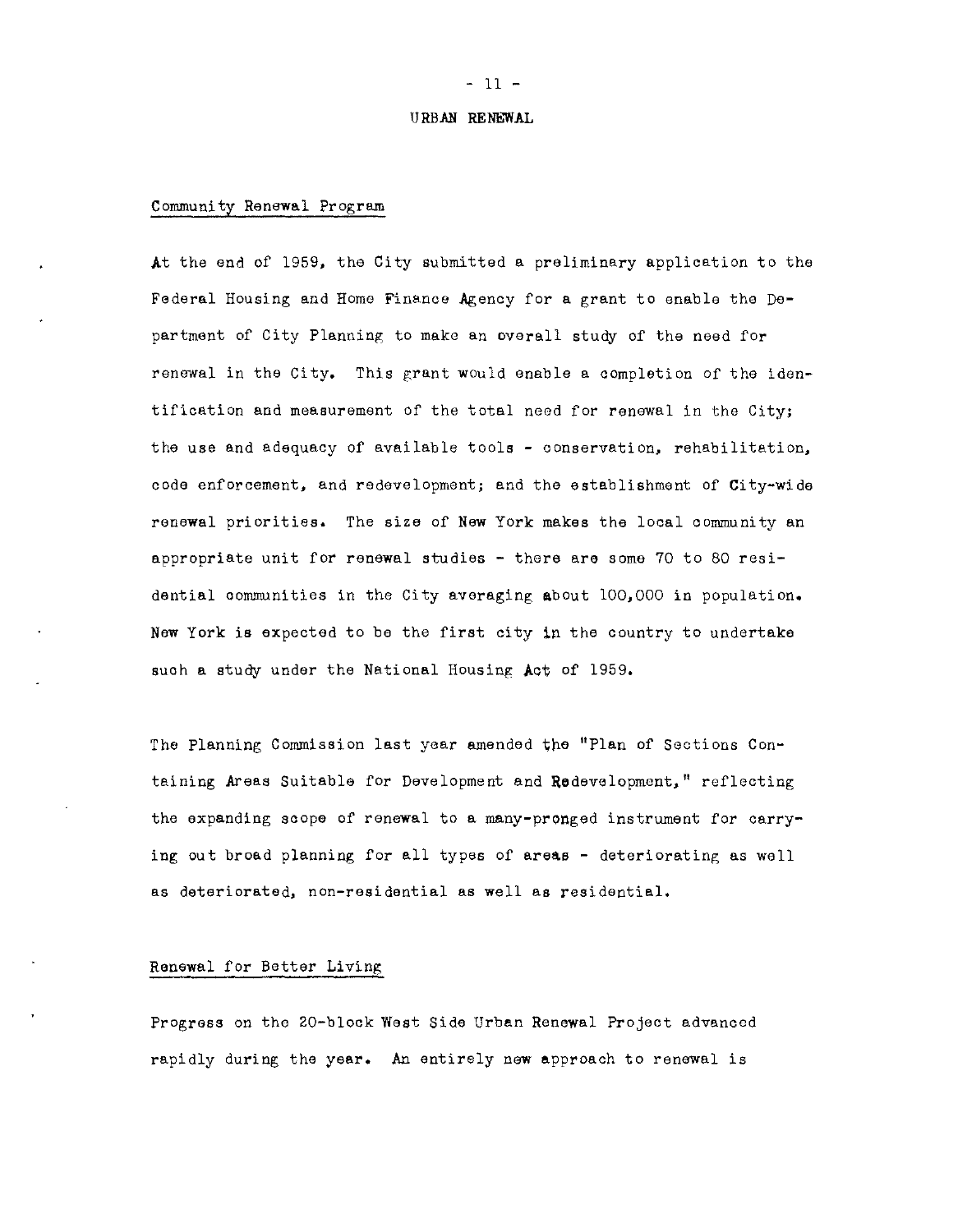# URBAN RENEWAL

## Community Renewal Program

At the end of 1959, the City submitted a preliminary application to the Federal Housing and Home Finance Agency for a grant to enable the Department of City Planning to make an overall study of the need for renewal in the City. This grant would enable a completion of the identification and measurement of the total need for renewal in the City; the use and adequacy of available tools - conservation, rehabilitation, code enforcement, and redevelopment; and the establishment of City-wide renewal priorities. The size of New York makes the local community an appropriate unit for renewal studies - there are some 70 to 80 residential communities in the City averaging about 100,000 in population. New York is expected to be the first city in the country to undertake such a study under the National Housing Act of 1959.

The Planning Commission last year amended the "Plan of Sections Containing Areas Suitable for Development and Redevelopment," reflecting the expanding scope of renewal to a many-pronged instrument for carrying out broad planning for all types of areas - deteriorating as well as deteriorated, non-residential as well as residential.

## Renewal for Better Living

Progress on the 20-block West Side Urban Renewal Project advanced rapidly during the year. An entirely new approach to renewal is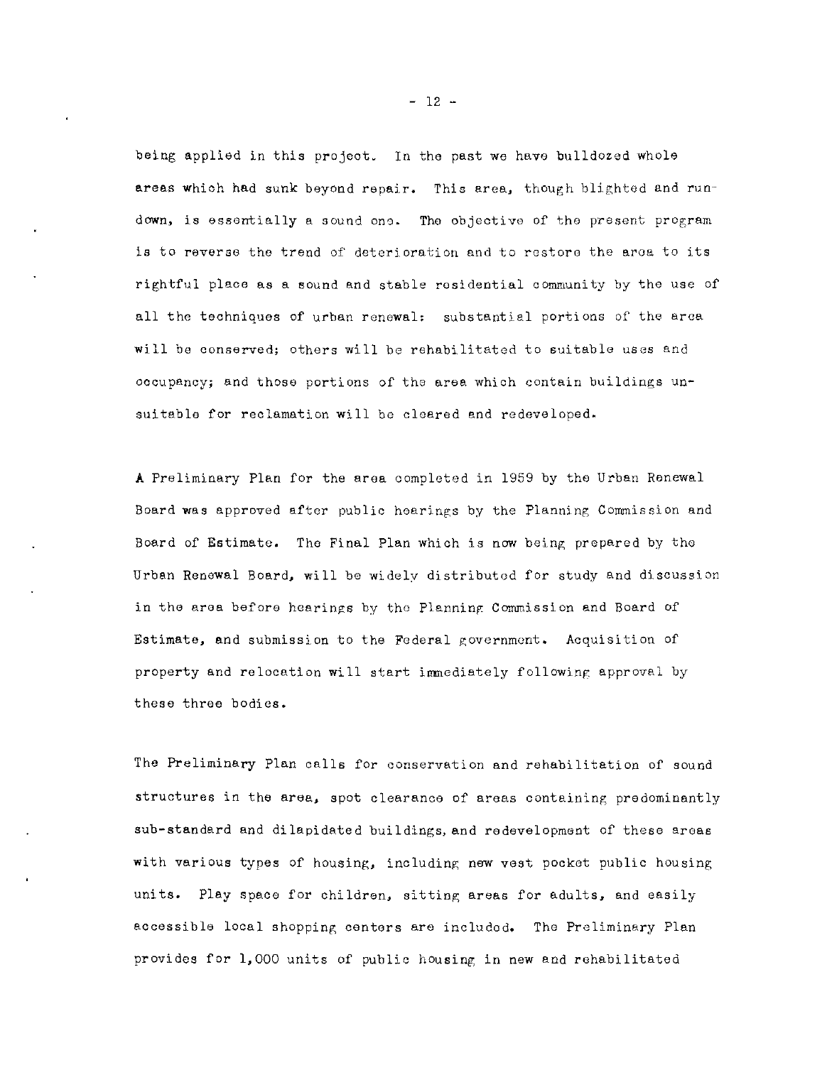being applied in this project. In the past we have bulldozed whole areas which had sunk beyond repair. This area, though blighted and run-down, is essentially a sound one. The objective of the present program is to reverse the trend of deterioration and to restore the area to its rightful place as a sound and stable residential community by the use of all the techniques of urban renewal: substantial portions of the area will be conserved; others will be rehabilitated to suitable uses and occupancy; and those portions of the area which contain buildings unsuitable for reclamation will be cleared and redeveloped.

A Preliminary Plan for the area completed in 1959 by the Urban Renewal Board was approved after public hearings by the Planning Commission and Board of Estimate. The Final Plan which is now being prepared by the Urban Renewal Board, will be widely distributed for study and discussion in the area before hearings by the Planning Commission and Board of Estimate, and submission to the Federal government. Acquisition of property and relocation will start immediately following approval by these three bodies.

The Preliminary Plan calls for conservation and rehabilitation of sound structures in the area, spot clearance of areas containing predominantly sub-standard and dilapidated buildings, and redevelopment of these areas with various types of housing, including new vest pocket public housing units. Play space for children, sitting areas for adults, and easily accessible local shopping centers are included. The Preliminary Plan provides for 1,000 units of public housing in new and rehabilitated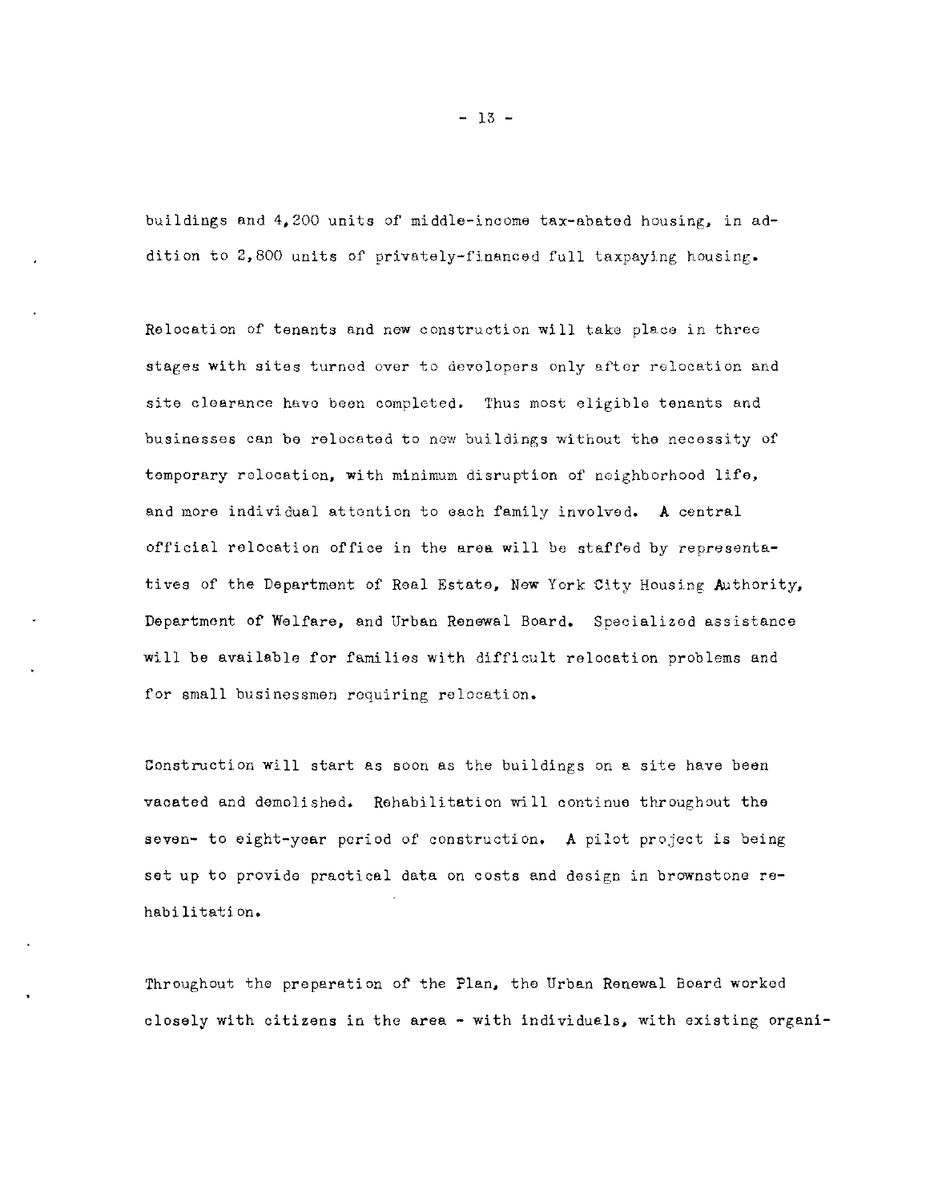buildings and 4,200 units of middle-income tax-abated housing, in addition to 2,800 units of privately-financed full taxpaying housing.

Relocation of tenants and new construction will take place in three stages with sites turned over to developers only after relocation and site clearance have been completed. Thus most eligible tenants and businesses can be relocated to new buildings without the necessity of temporary relocation, with minimum disruption of neighborhood life, and more individual attention to each family involved. A central official relocation office in the area will be staffed by representatives of the Department of Real Estate, New York City Housing Authority, Department of Welfare, and Urban Renewal Board. Specialized assistance will be available for families with difficult relocation problems and for small businessmen requiring relocation.

Construction will start as soon as the buildings on a site have been vacated and demolished. Rehabilitation will continue throughout the seven- to eight-year period of construction. A pilot project is being set up to provide practical data on costs and design in brownstone rehabilitation.

Throughout the preparation of the Plan, the Urban Renewal Board worked closely with citizens in the area - with individuals, with existing organi-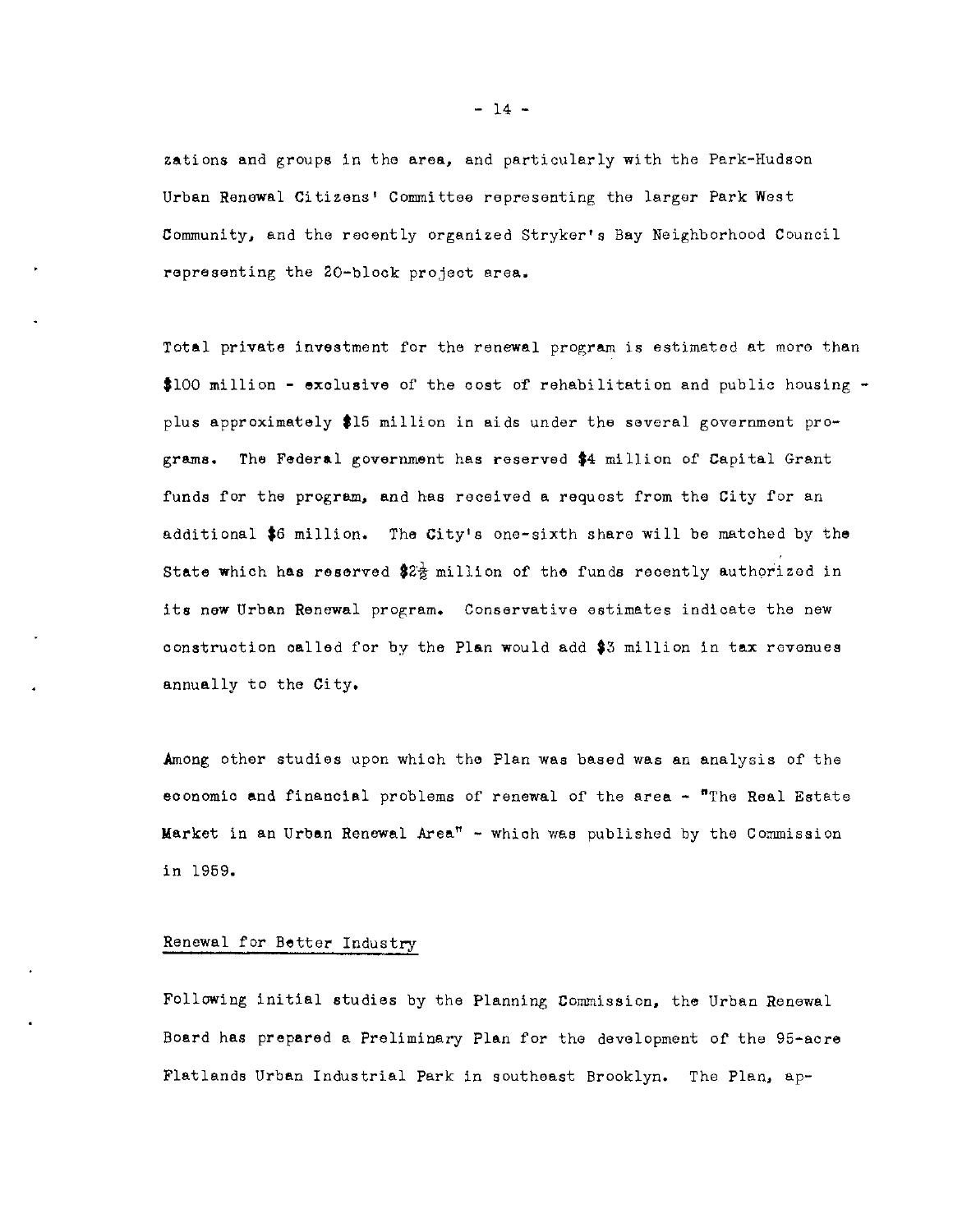zations and groups in the area, and particularly with the Park-Hudson Urban Renewal Citizens' Committee representing the larger Park West Community, and the recently organized Stryker's Bay Neighborhood Council representing the 20-block project area.

Total private investment for the renewal program is estimated at more than $100 million - exclusive of the cost of rehabilitation and public housing - plus approximately $15 million in aids under the several government programs. The Federal government has reserved $4 million of Capital Grant funds for the program, and has received a request from the City for an additional $6 million. The City's one-sixth share will be matched by the State which has reserved $2½ million of the funds recently authorized in its new Urban Renewal program. Conservative estimates indicate the new construction called for by the Plan would add $3 million in tax revenues annually to the City.

Among other studies upon which the Plan was based was an analysis of the economic and financial problems of renewal of the area - "The Real Estate Market in an Urban Renewal Area" - which was published by the Commission in 1959.

## Renewal for Better Industry

Following initial studies by the Planning Commission, the Urban Renewal Board has prepared a Preliminary Plan for the development of the 95-acre Flatlands Urban Industrial Park in southeast Brooklyn. The Plan, ap-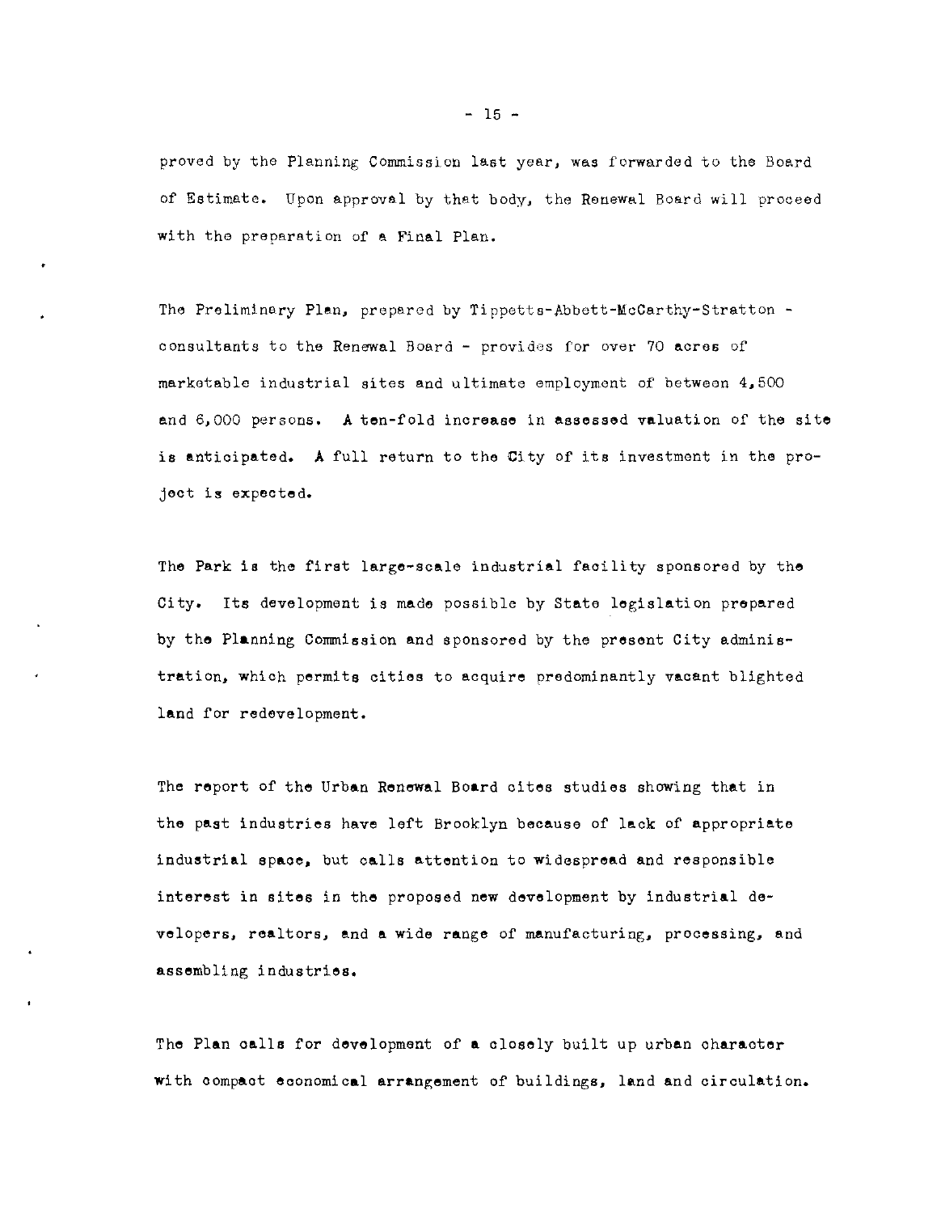proved by the Planning Commission last year, was forwarded to the Board of Estimate. Upon approval by that body, the Renewal Board will proceed with the preparation of a Final Plan.

The Preliminary Plan, prepared by Tippetts-Abbett-McCarthy-Stratton - consultants to the Renewal Board - provides for over 70 acres of marketable industrial sites and ultimate employment of between 4,500 and 6,000 persons. A ten-fold increase in assessed valuation of the site is anticipated. A full return to the City of its investment in the project is expected.

The Park is the first large-scale industrial facility sponsored by the City. Its development is made possible by State legislation prepared by the Planning Commission and sponsored by the present City administration, which permits cities to acquire predominantly vacant blighted land for redevelopment.

The report of the Urban Renewal Board cites studies showing that in the past industries have left Brooklyn because of lack of appropriate industrial space, but calls attention to widespread and responsible interest in sites in the proposed new development by industrial developers, realtors, and a wide range of manufacturing, processing, and assembling industries.

The Plan calls for development of a closely built up urban character with compact economical arrangement of buildings, land and circulation.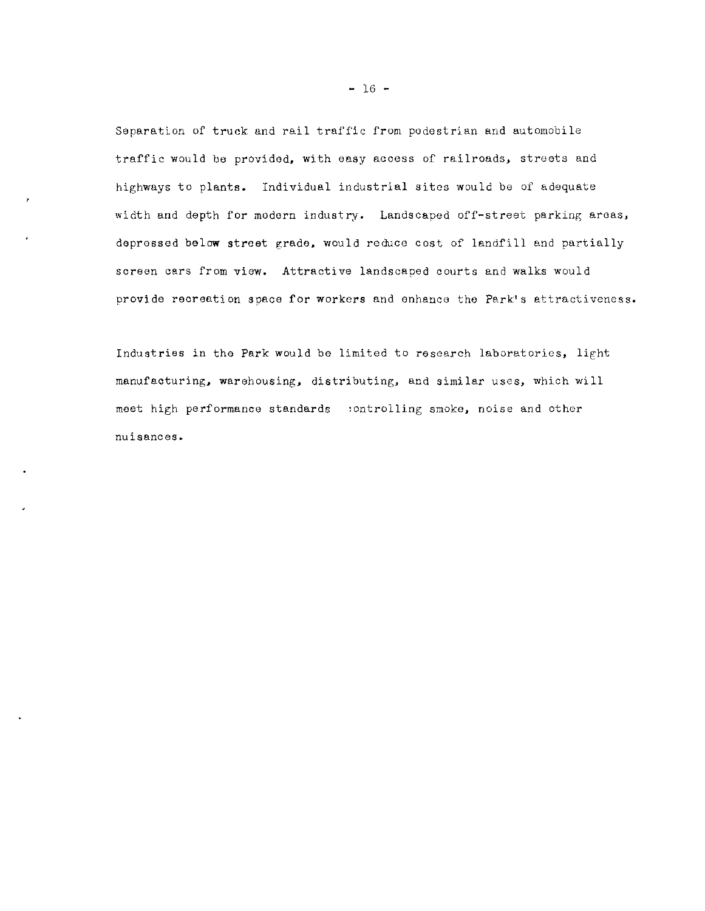Separation of truck and rail traffic from pedestrian and automobile traffic would be provided, with easy access of railroads, streets and highways to plants. Individual industrial sites would be of adequate width and depth for modern industry. Landscaped off-street parking areas, depressed below street grade, would reduce cost of landfill and partially screen cars from view. Attractive landscaped courts and walks would provide recreation space for workers and enhance the Park's attractiveness.

Industries in the Park would be limited to research laboratories, light manufacturing, warehousing, distributing, and similar uses, which will meet high performance standards :ontrolling smoke, noise and other nuisances.